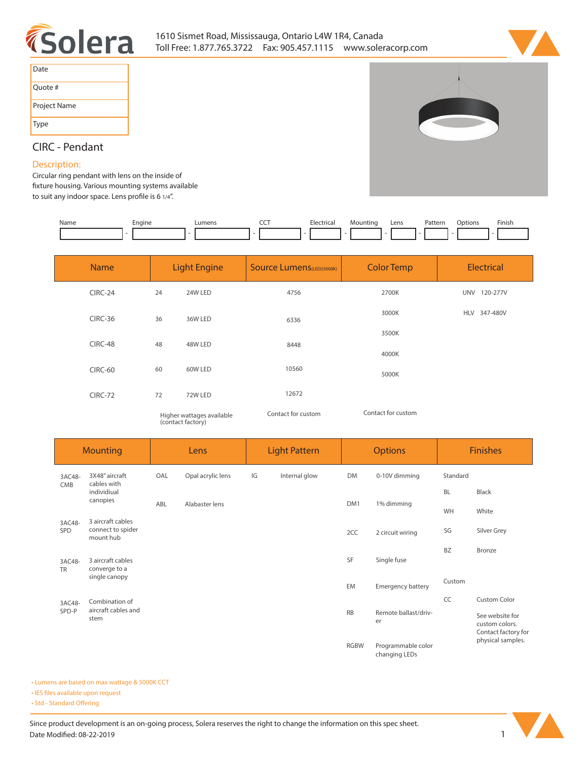Solera

1610 Sismet Road, Mississauga, Ontario L4W 1R4, Canada
Toll Free: 1.877.765.3722 Fax: 905.457.1115 www.soleracorp.com

| Date | |
|---|---|
| Quote # | |
| Project Name | |
| Type | |

# CIRC - Pendant

## Description:

Circular ring pendant with lens on the inside of fixture housing. Various mounting systems available to suit any indoor space. Lens profile is 6 1/4".

| Name | | Engine | | Lumens | | CCT | | Electrical | | Mounting | | Lens | | Pattern | | Options | | Finish |
|---|---|---|---|---|---|---|---|---|---|---|---|---|---|---|---|---|---|---|
| | - | | - | | - | | - | | - | | - | | - | | - | | - | |

| Name | Light Engine | | Source Lumens (LED)(5000K) | Color Temp | Electrical | |
|---|---|---|---|---|---|---|
| CIRC-24 | 24 | 24W LED | 4756 | 2700K | UNV | 120-277V |
| CIRC-36 | 36 | 36W LED | 6336 | 3000K | HLV | 347-480V |
| CIRC-48 | 48 | 48W LED | 8448 | 3500K | | |
| CIRC-60 | 60 | 60W LED | 10560 | 4000K | | |
| CIRC-72 | 72 | 72W LED | 12672 | 5000K | | |
| | Higher wattages available (contact factory) | | Contact for custom | Contact for custom | | |

| Mounting | | Lens | | Light Pattern | | Options | | Finishes | |
|---|---|---|---|---|---|---|---|---|---|
| 3AC48-CMB | 3X48" aircraft cables with individiual canopies | OAL | Opal acrylic lens | IG | Internal glow | DM | 0-10V dimming | Standard | |
| | | ABL | Alabaster lens | | | DM1 | 1% dimming | BL | Black |
| 3AC48-SPD | 3 aircraft cables connect to spider mount hub | | | | | 2CC | 2 circuit wiring | WH | White |
| 3AC48-TR | 3 aircraft cables converge to a single canopy | | | | | SF | Single fuse | SG | Silver Grey |
| 3AC48-SPD-P | Combination of aircraft cables and stem | | | | | EM | Emergency battery | BZ | Bronze |
| | | | | | | RB | Remote ballast/driver | Custom | |
| | | | | | | RGBW | Programmable color changing LEDs | CC | Custom Color |
| | | | | | | | | | See website for custom colors. Contact factory for physical samples. |

- Lumens are based on max wattage & 5000K CCT
- IES files available upon request
- Std - Standard Offering

Since product development is an on-going process, Solera reserves the right to change the information on this spec sheet.
Date Modified: 08-22-2019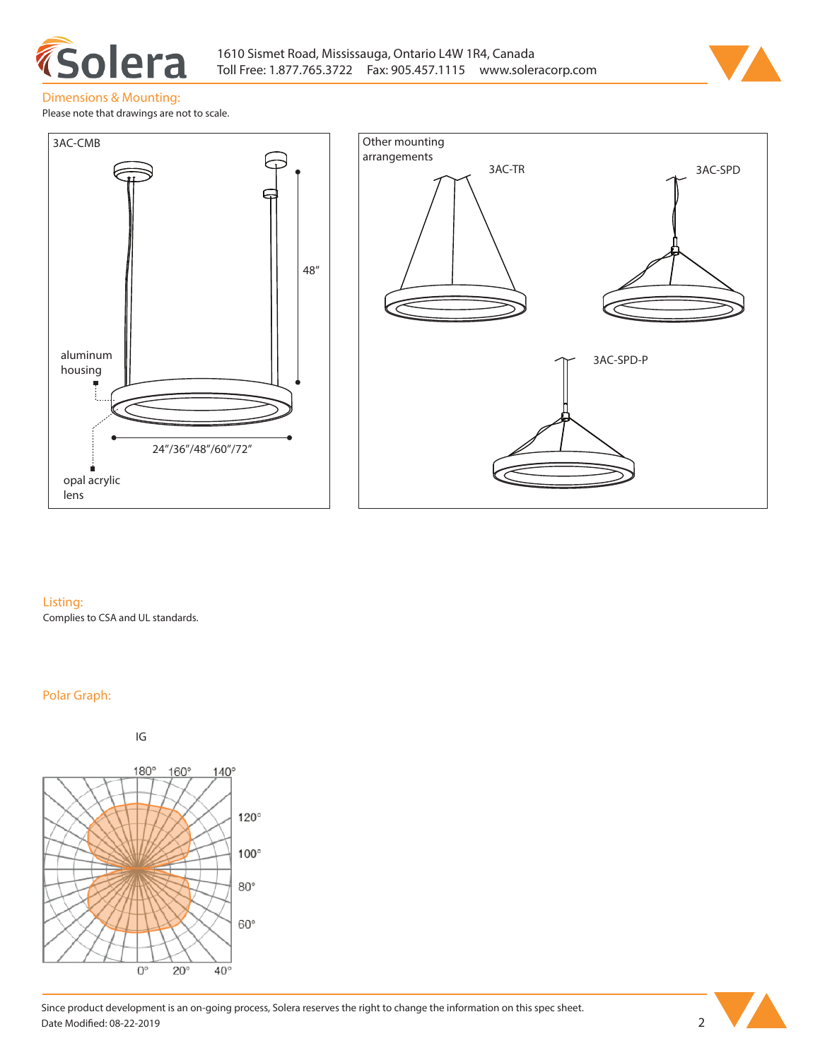Solera

1610 Sismet Road, Mississauga, Ontario L4W 1R4, Canada
Toll Free: 1.877.765.3722 Fax: 905.457.1115 www.soleracorp.com

## Dimensions & Mounting:

Please note that drawings are not to scale.

3AC-CMB

48″

aluminum housing

24″/36″/48″/60″/72″

opal acrylic lens

Other mounting arrangements

3AC-TR

3AC-SPD

3AC-SPD-P

## Listing:

Complies to CSA and UL standards.

## Polar Graph:

IG

180° 160° 140°

120°

100°

80°

60°

0° 20° 40°

Since product development is an on-going process, Solera reserves the right to change the information on this spec sheet.
Date Modified: 08-22-2019